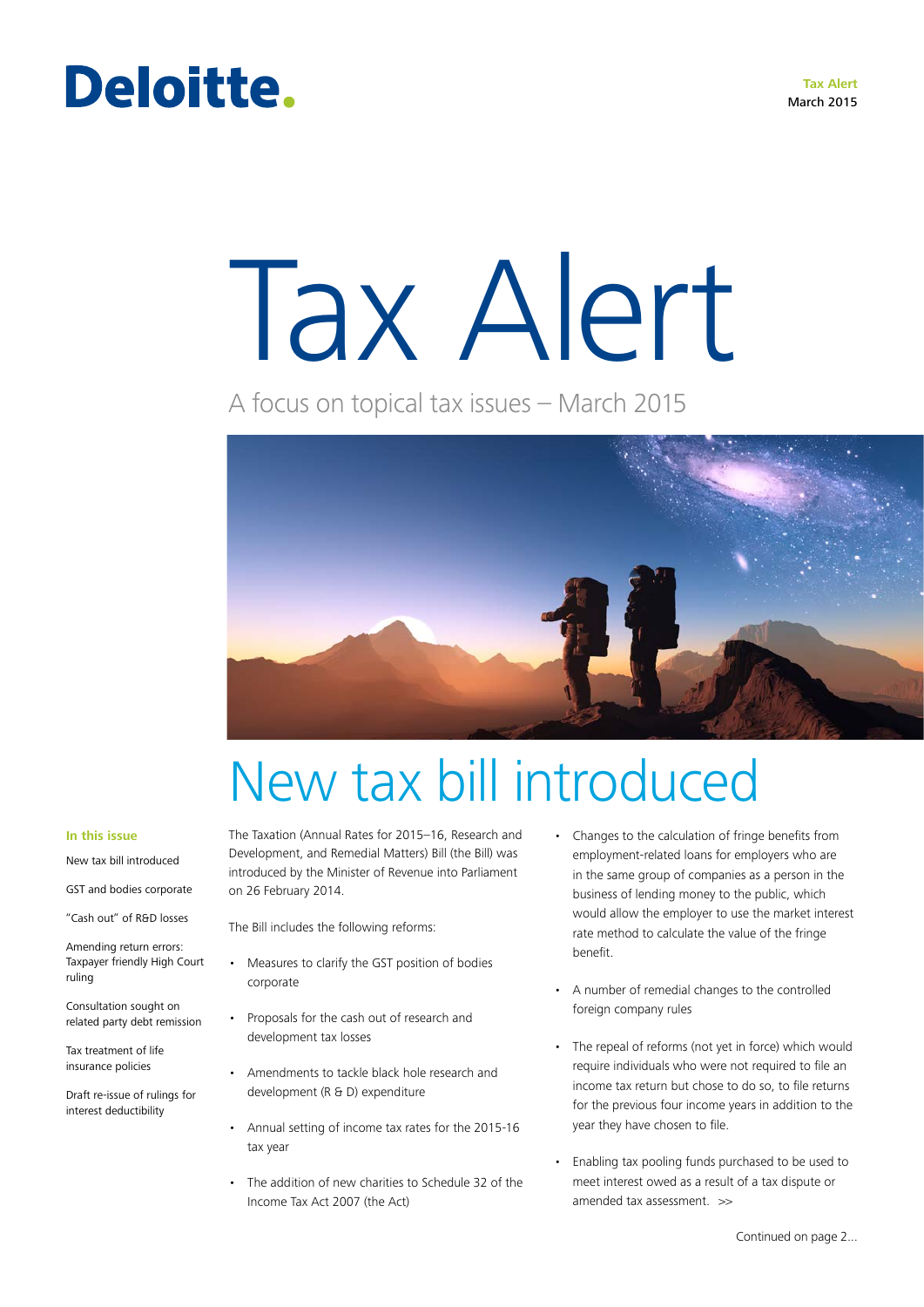Deloitte.

**Tax Alert**
March 2015

# Tax Alert

A focus on topical tax issues – March 2015

## New tax bill introduced

**In this issue**

New tax bill introduced

GST and bodies corporate

"Cash out" of R&D losses

Amending return errors: Taxpayer friendly High Court ruling

Consultation sought on related party debt remission

Tax treatment of life insurance policies

Draft re-issue of rulings for interest deductibility

The Taxation (Annual Rates for 2015–16, Research and Development, and Remedial Matters) Bill (the Bill) was introduced by the Minister of Revenue into Parliament on 26 February 2014.

The Bill includes the following reforms:

- Measures to clarify the GST position of bodies corporate
- Proposals for the cash out of research and development tax losses
- Amendments to tackle black hole research and development (R & D) expenditure
- Annual setting of income tax rates for the 2015-16 tax year
- The addition of new charities to Schedule 32 of the Income Tax Act 2007 (the Act)
- Changes to the calculation of fringe benefits from employment-related loans for employers who are in the same group of companies as a person in the business of lending money to the public, which would allow the employer to use the market interest rate method to calculate the value of the fringe benefit.
- A number of remedial changes to the controlled foreign company rules
- The repeal of reforms (not yet in force) which would require individuals who were not required to file an income tax return but chose to do so, to file returns for the previous four income years in addition to the year they have chosen to file.
- Enabling tax pooling funds purchased to be used to meet interest owed as a result of a tax dispute or amended tax assessment. >>

Continued on page 2...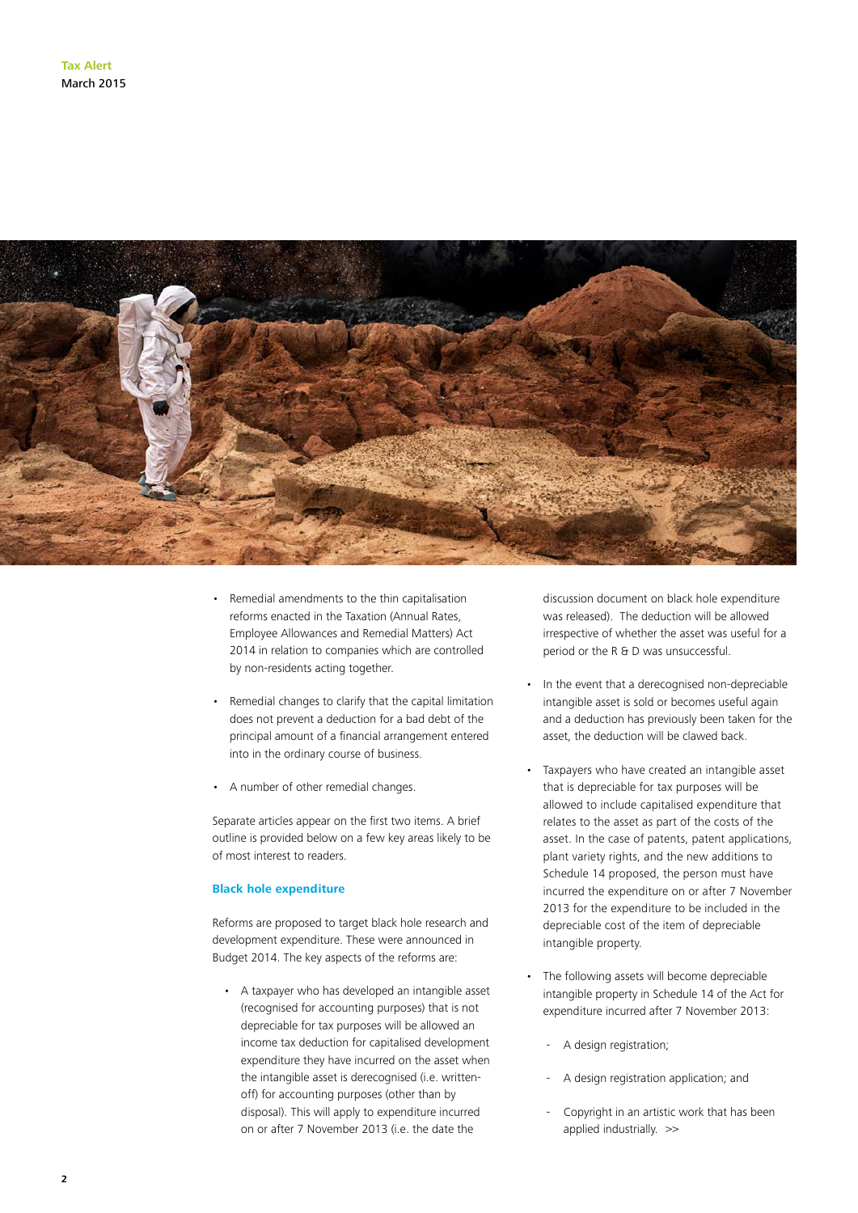- Remedial amendments to the thin capitalisation reforms enacted in the Taxation (Annual Rates, Employee Allowances and Remedial Matters) Act 2014 in relation to companies which are controlled by non-residents acting together.

- Remedial changes to clarify that the capital limitation does not prevent a deduction for a bad debt of the principal amount of a financial arrangement entered into in the ordinary course of business.

- A number of other remedial changes.

Separate articles appear on the first two items. A brief outline is provided below on a few key areas likely to be of most interest to readers.

### Black hole expenditure

Reforms are proposed to target black hole research and development expenditure. These were announced in Budget 2014. The key aspects of the reforms are:

- A taxpayer who has developed an intangible asset (recognised for accounting purposes) that is not depreciable for tax purposes will be allowed an income tax deduction for capitalised development expenditure they have incurred on the asset when the intangible asset is derecognised (i.e. written-off) for accounting purposes (other than by disposal). This will apply to expenditure incurred on or after 7 November 2013 (i.e. the date the discussion document on black hole expenditure was released). The deduction will be allowed irrespective of whether the asset was useful for a period or the R & D was unsuccessful.

- In the event that a derecognised non-depreciable intangible asset is sold or becomes useful again and a deduction has previously been taken for the asset, the deduction will be clawed back.

- Taxpayers who have created an intangible asset that is depreciable for tax purposes will be allowed to include capitalised expenditure that relates to the asset as part of the costs of the asset. In the case of patents, patent applications, plant variety rights, and the new additions to Schedule 14 proposed, the person must have incurred the expenditure on or after 7 November 2013 for the expenditure to be included in the depreciable cost of the item of depreciable intangible property.

- The following assets will become depreciable intangible property in Schedule 14 of the Act for expenditure incurred after 7 November 2013:

  - A design registration;

  - A design registration application; and

  - Copyright in an artistic work that has been applied industrially. >>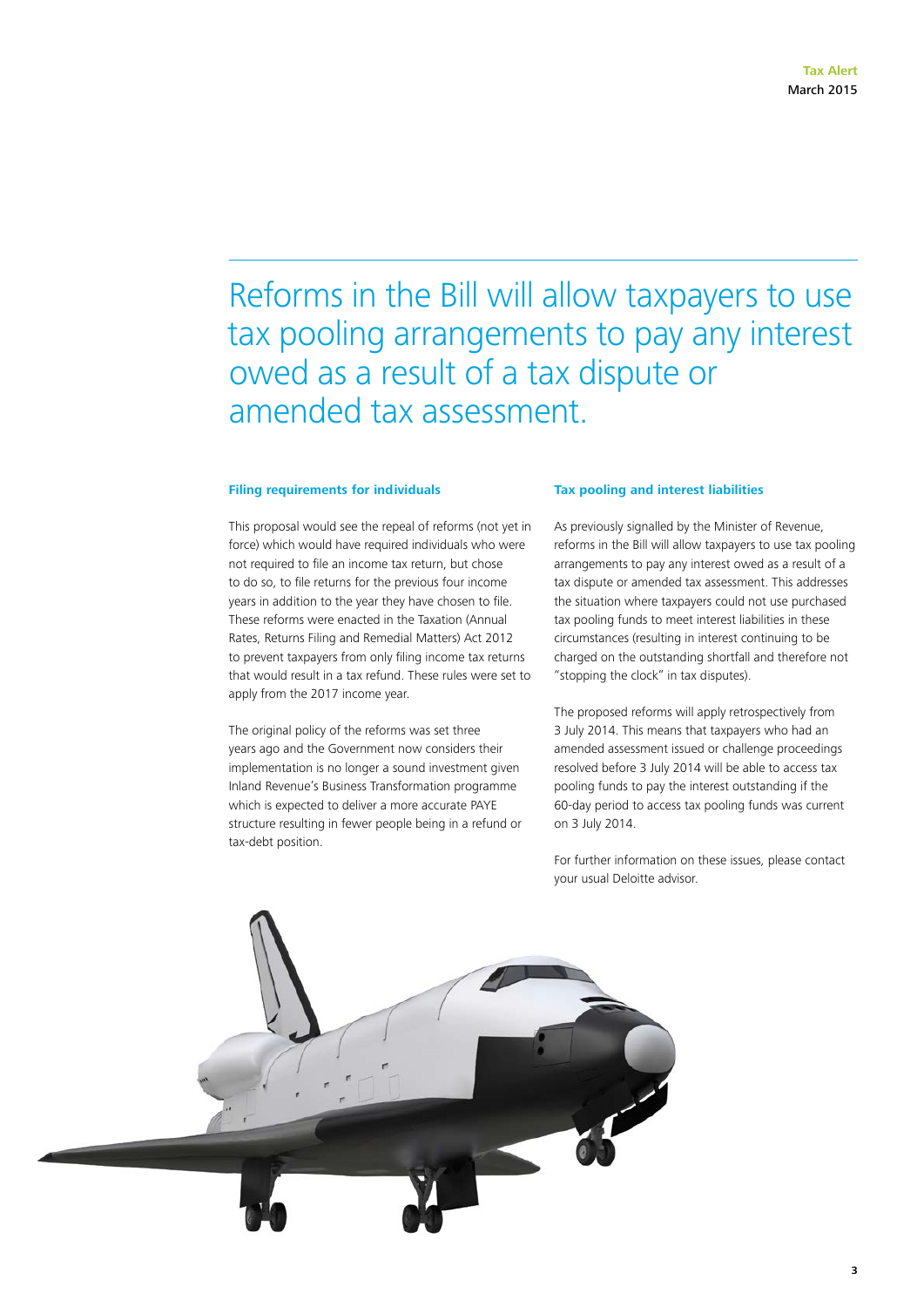Reforms in the Bill will allow taxpayers to use tax pooling arrangements to pay any interest owed as a result of a tax dispute or amended tax assessment.

### Filing requirements for individuals

This proposal would see the repeal of reforms (not yet in force) which would have required individuals who were not required to file an income tax return, but chose to do so, to file returns for the previous four income years in addition to the year they have chosen to file. These reforms were enacted in the Taxation (Annual Rates, Returns Filing and Remedial Matters) Act 2012 to prevent taxpayers from only filing income tax returns that would result in a tax refund. These rules were set to apply from the 2017 income year.

The original policy of the reforms was set three years ago and the Government now considers their implementation is no longer a sound investment given Inland Revenue's Business Transformation programme which is expected to deliver a more accurate PAYE structure resulting in fewer people being in a refund or tax-debt position.

### Tax pooling and interest liabilities

As previously signalled by the Minister of Revenue, reforms in the Bill will allow taxpayers to use tax pooling arrangements to pay any interest owed as a result of a tax dispute or amended tax assessment. This addresses the situation where taxpayers could not use purchased tax pooling funds to meet interest liabilities in these circumstances (resulting in interest continuing to be charged on the outstanding shortfall and therefore not "stopping the clock" in tax disputes).

The proposed reforms will apply retrospectively from 3 July 2014. This means that taxpayers who had an amended assessment issued or challenge proceedings resolved before 3 July 2014 will be able to access tax pooling funds to pay the interest outstanding if the 60-day period to access tax pooling funds was current on 3 July 2014.

For further information on these issues, please contact your usual Deloitte advisor.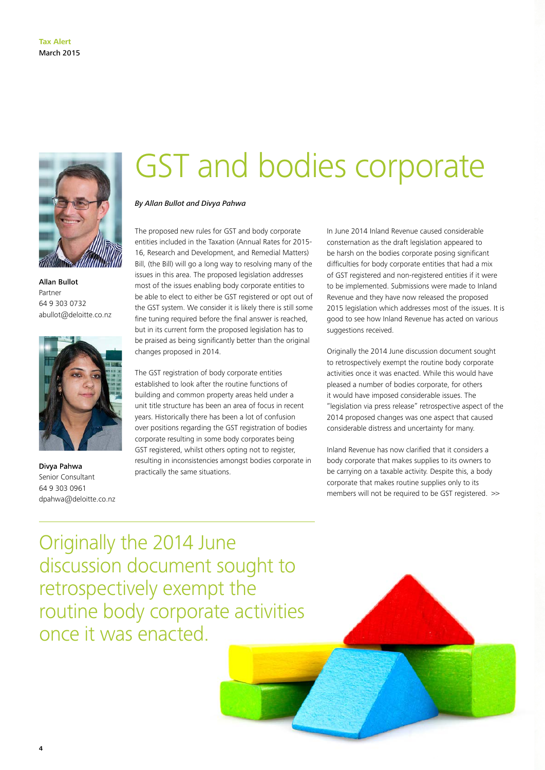# GST and bodies corporate

*By Allan Bullot and Divya Pahwa*

**Allan Bullot**
Partner
64 9 303 0732
abullot@deloitte.co.nz

**Divya Pahwa**
Senior Consultant
64 9 303 0961
dpahwa@deloitte.co.nz

The proposed new rules for GST and body corporate entities included in the Taxation (Annual Rates for 2015-16, Research and Development, and Remedial Matters) Bill, (the Bill) will go a long way to resolving many of the issues in this area. The proposed legislation addresses most of the issues enabling body corporate entities to be able to elect to either be GST registered or opt out of the GST system. We consider it is likely there is still some fine tuning required before the final answer is reached, but in its current form the proposed legislation has to be praised as being significantly better than the original changes proposed in 2014.

The GST registration of body corporate entities established to look after the routine functions of building and common property areas held under a unit title structure has been an area of focus in recent years. Historically there has been a lot of confusion over positions regarding the GST registration of bodies corporate resulting in some body corporates being GST registered, whilst others opting not to register, resulting in inconsistencies amongst bodies corporate in practically the same situations.

In June 2014 Inland Revenue caused considerable consternation as the draft legislation appeared to be harsh on the bodies corporate posing significant difficulties for body corporate entities that had a mix of GST registered and non-registered entities if it were to be implemented. Submissions were made to Inland Revenue and they have now released the proposed 2015 legislation which addresses most of the issues. It is good to see how Inland Revenue has acted on various suggestions received.

Originally the 2014 June discussion document sought to retrospectively exempt the routine body corporate activities once it was enacted. While this would have pleased a number of bodies corporate, for others it would have imposed considerable issues. The "legislation via press release" retrospective aspect of the 2014 proposed changes was one aspect that caused considerable distress and uncertainty for many.

Inland Revenue has now clarified that it considers a body corporate that makes supplies to its owners to be carrying on a taxable activity. Despite this, a body corporate that makes routine supplies only to its members will not be required to be GST registered. >>

Originally the 2014 June discussion document sought to retrospectively exempt the routine body corporate activities once it was enacted.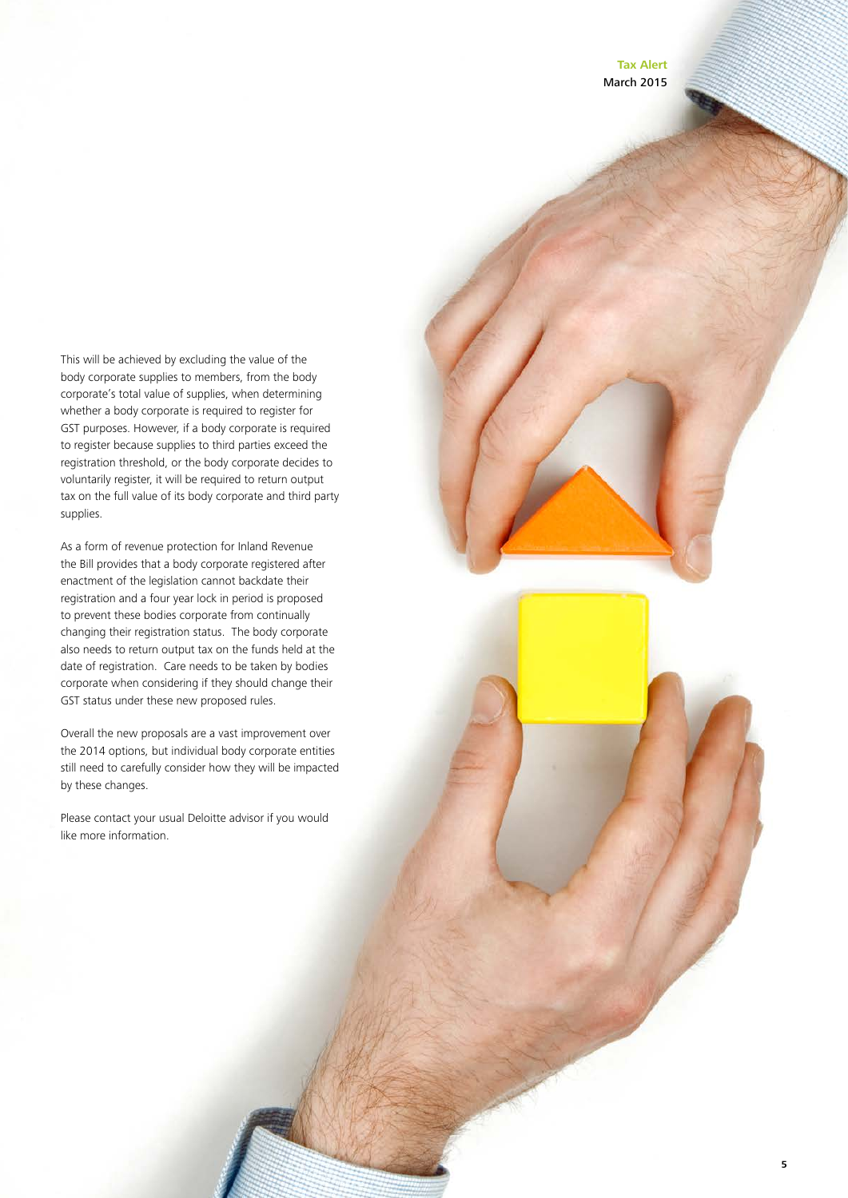This will be achieved by excluding the value of the body corporate supplies to members, from the body corporate's total value of supplies, when determining whether a body corporate is required to register for GST purposes. However, if a body corporate is required to register because supplies to third parties exceed the registration threshold, or the body corporate decides to voluntarily register, it will be required to return output tax on the full value of its body corporate and third party supplies.

As a form of revenue protection for Inland Revenue the Bill provides that a body corporate registered after enactment of the legislation cannot backdate their registration and a four year lock in period is proposed to prevent these bodies corporate from continually changing their registration status. The body corporate also needs to return output tax on the funds held at the date of registration. Care needs to be taken by bodies corporate when considering if they should change their GST status under these new proposed rules.

Overall the new proposals are a vast improvement over the 2014 options, but individual body corporate entities still need to carefully consider how they will be impacted by these changes.

Please contact your usual Deloitte advisor if you would like more information.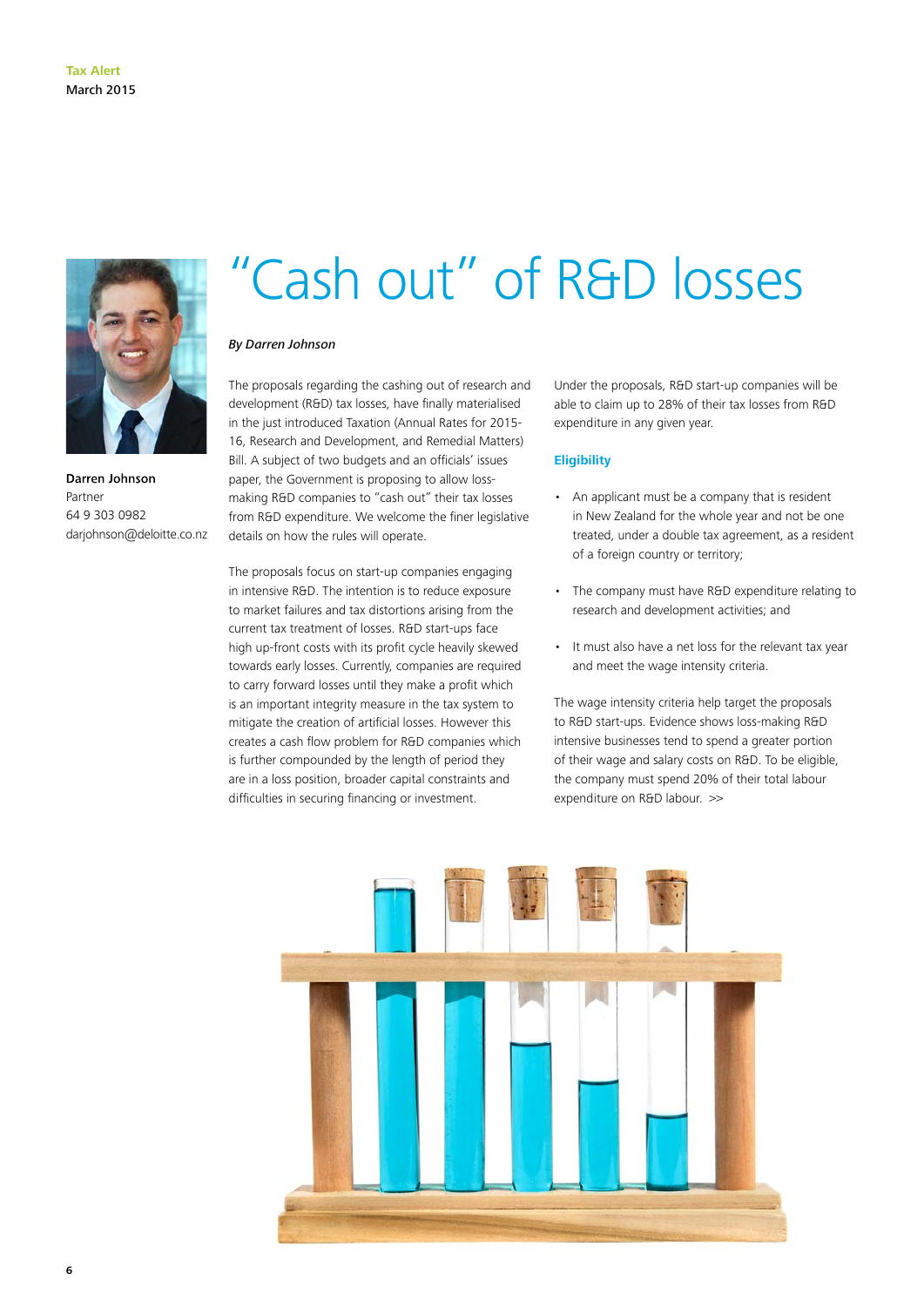Tax Alert
March 2015

# "Cash out" of R&D losses

Darren Johnson
Partner
64 9 303 0982
darjohnson@deloitte.co.nz

*By Darren Johnson*

The proposals regarding the cashing out of research and development (R&D) tax losses, have finally materialised in the just introduced Taxation (Annual Rates for 2015-16, Research and Development, and Remedial Matters) Bill. A subject of two budgets and an officials' issues paper, the Government is proposing to allow loss-making R&D companies to "cash out" their tax losses from R&D expenditure. We welcome the finer legislative details on how the rules will operate.

The proposals focus on start-up companies engaging in intensive R&D. The intention is to reduce exposure to market failures and tax distortions arising from the current tax treatment of losses. R&D start-ups face high up-front costs with its profit cycle heavily skewed towards early losses. Currently, companies are required to carry forward losses until they make a profit which is an important integrity measure in the tax system to mitigate the creation of artificial losses. However this creates a cash flow problem for R&D companies which is further compounded by the length of period they are in a loss position, broader capital constraints and difficulties in securing financing or investment.

Under the proposals, R&D start-up companies will be able to claim up to 28% of their tax losses from R&D expenditure in any given year.

## Eligibility

- An applicant must be a company that is resident in New Zealand for the whole year and not be one treated, under a double tax agreement, as a resident of a foreign country or territory;
- The company must have R&D expenditure relating to research and development activities; and
- It must also have a net loss for the relevant tax year and meet the wage intensity criteria.

The wage intensity criteria help target the proposals to R&D start-ups. Evidence shows loss-making R&D intensive businesses tend to spend a greater portion of their wage and salary costs on R&D. To be eligible, the company must spend 20% of their total labour expenditure on R&D labour. >>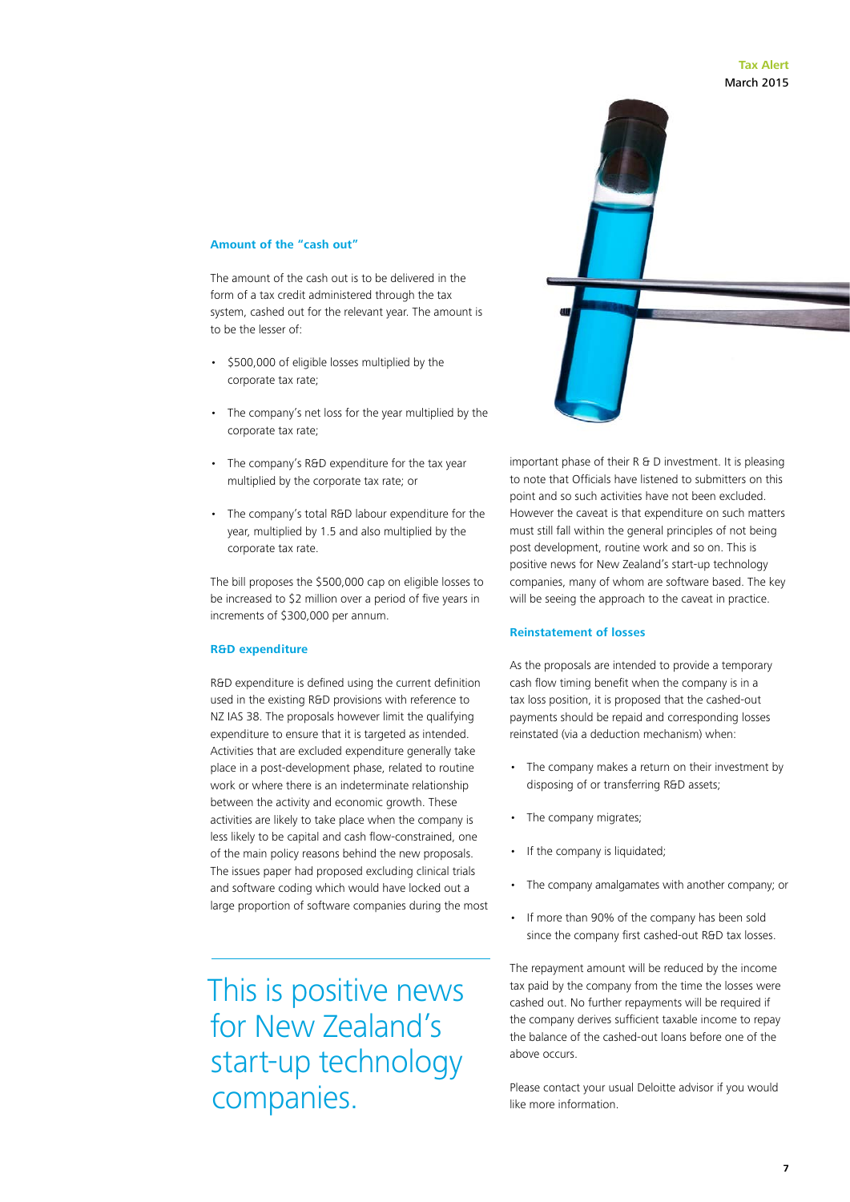### Amount of the "cash out"

The amount of the cash out is to be delivered in the form of a tax credit administered through the tax system, cashed out for the relevant year. The amount is to be the lesser of:

- $500,000 of eligible losses multiplied by the corporate tax rate;
- The company's net loss for the year multiplied by the corporate tax rate;
- The company's R&D expenditure for the tax year multiplied by the corporate tax rate; or
- The company's total R&D labour expenditure for the year, multiplied by 1.5 and also multiplied by the corporate tax rate.

The bill proposes the $500,000 cap on eligible losses to be increased to $2 million over a period of five years in increments of $300,000 per annum.

### R&D expenditure

R&D expenditure is defined using the current definition used in the existing R&D provisions with reference to NZ IAS 38. The proposals however limit the qualifying expenditure to ensure that it is targeted as intended. Activities that are excluded expenditure generally take place in a post-development phase, related to routine work or where there is an indeterminate relationship between the activity and economic growth. These activities are likely to take place when the company is less likely to be capital and cash flow-constrained, one of the main policy reasons behind the new proposals. The issues paper had proposed excluding clinical trials and software coding which would have locked out a large proportion of software companies during the most important phase of their R & D investment. It is pleasing to note that Officials have listened to submitters on this point and so such activities have not been excluded. However the caveat is that expenditure on such matters must still fall within the general principles of not being post development, routine work and so on. This is positive news for New Zealand's start-up technology companies, many of whom are software based. The key will be seeing the approach to the caveat in practice.

> This is positive news for New Zealand's start-up technology companies.

### Reinstatement of losses

As the proposals are intended to provide a temporary cash flow timing benefit when the company is in a tax loss position, it is proposed that the cashed-out payments should be repaid and corresponding losses reinstated (via a deduction mechanism) when:

- The company makes a return on their investment by disposing of or transferring R&D assets;
- The company migrates;
- If the company is liquidated;
- The company amalgamates with another company; or
- If more than 90% of the company has been sold since the company first cashed-out R&D tax losses.

The repayment amount will be reduced by the income tax paid by the company from the time the losses were cashed out. No further repayments will be required if the company derives sufficient taxable income to repay the balance of the cashed-out loans before one of the above occurs.

Please contact your usual Deloitte advisor if you would like more information.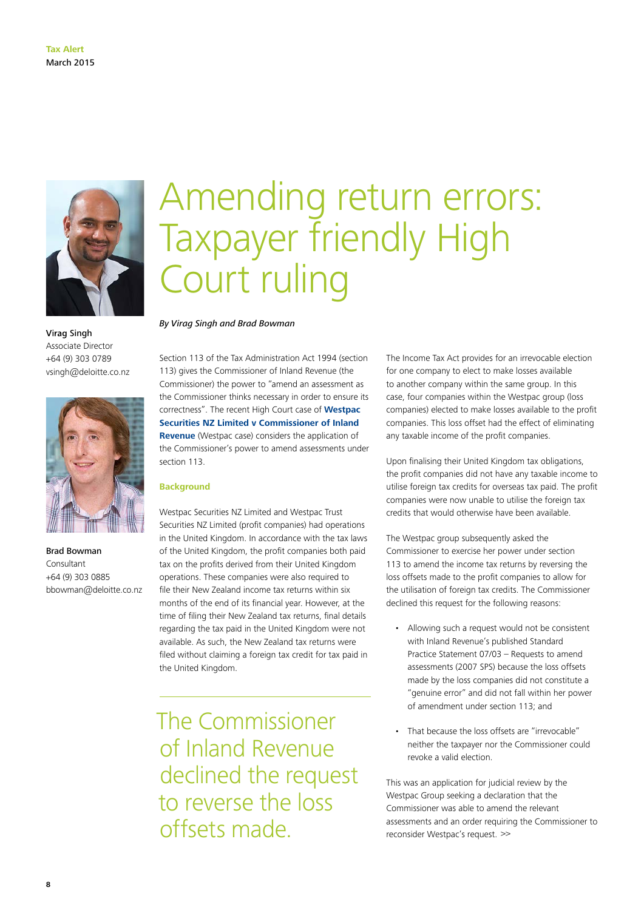# Amending return errors: Taxpayer friendly High Court ruling

*By Virag Singh and Brad Bowman*

**Virag Singh**
Associate Director
+64 (9) 303 0789
vsingh@deloitte.co.nz

**Brad Bowman**
Consultant
+64 (9) 303 0885
bbowman@deloitte.co.nz

Section 113 of the Tax Administration Act 1994 (section 113) gives the Commissioner of Inland Revenue (the Commissioner) the power to "amend an assessment as the Commissioner thinks necessary in order to ensure its correctness". The recent High Court case of **Westpac Securities NZ Limited v Commissioner of Inland Revenue** (Westpac case) considers the application of the Commissioner's power to amend assessments under section 113.

## Background

Westpac Securities NZ Limited and Westpac Trust Securities NZ Limited (profit companies) had operations in the United Kingdom. In accordance with the tax laws of the United Kingdom, the profit companies both paid tax on the profits derived from their United Kingdom operations. These companies were also required to file their New Zealand income tax returns within six months of the end of its financial year. However, at the time of filing their New Zealand tax returns, final details regarding the tax paid in the United Kingdom were not available. As such, the New Zealand tax returns were filed without claiming a foreign tax credit for tax paid in the United Kingdom.

> The Commissioner of Inland Revenue declined the request to reverse the loss offsets made.

The Income Tax Act provides for an irrevocable election for one company to elect to make losses available to another company within the same group. In this case, four companies within the Westpac group (loss companies) elected to make losses available to the profit companies. This loss offset had the effect of eliminating any taxable income of the profit companies.

Upon finalising their United Kingdom tax obligations, the profit companies did not have any taxable income to utilise foreign tax credits for overseas tax paid. The profit companies were now unable to utilise the foreign tax credits that would otherwise have been available.

The Westpac group subsequently asked the Commissioner to exercise her power under section 113 to amend the income tax returns by reversing the loss offsets made to the profit companies to allow for the utilisation of foreign tax credits. The Commissioner declined this request for the following reasons:

- Allowing such a request would not be consistent with Inland Revenue's published Standard Practice Statement 07/03 – Requests to amend assessments (2007 SPS) because the loss offsets made by the loss companies did not constitute a "genuine error" and did not fall within her power of amendment under section 113; and
- That because the loss offsets are "irrevocable" neither the taxpayer nor the Commissioner could revoke a valid election.

This was an application for judicial review by the Westpac Group seeking a declaration that the Commissioner was able to amend the relevant assessments and an order requiring the Commissioner to reconsider Westpac's request. >>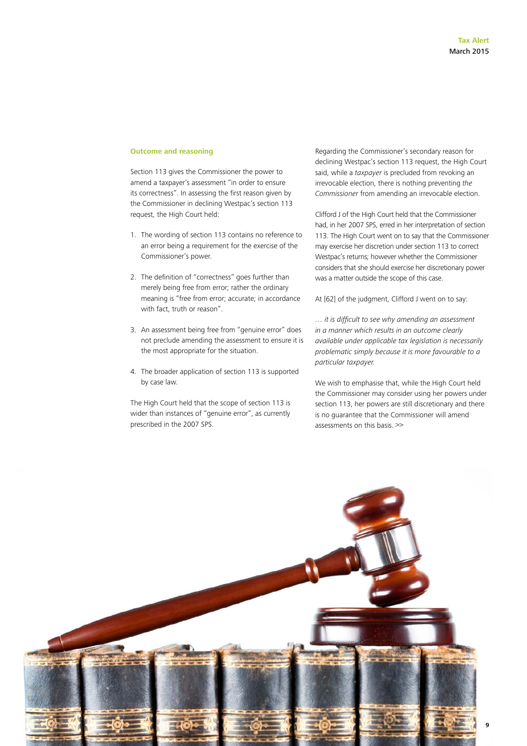**Outcome and reasoning**

Section 113 gives the Commissioner the power to amend a taxpayer's assessment "in order to ensure its correctness". In assessing the first reason given by the Commissioner in declining Westpac's section 113 request, the High Court held:

1. The wording of section 113 contains no reference to an error being a requirement for the exercise of the Commissioner's power.
2. The definition of "correctness" goes further than merely being free from error; rather the ordinary meaning is "free from error; accurate; in accordance with fact, truth or reason".
3. An assessment being free from "genuine error" does not preclude amending the assessment to ensure it is the most appropriate for the situation.
4. The broader application of section 113 is supported by case law.

The High Court held that the scope of section 113 is wider than instances of "genuine error", as currently prescribed in the 2007 SPS.

Regarding the Commissioner's secondary reason for declining Westpac's section 113 request, the High Court said, while a *taxpayer* is precluded from revoking an irrevocable election, there is nothing preventing *the Commissioner* from amending an irrevocable election.

Clifford J of the High Court held that the Commissioner had, in her 2007 SPS, erred in her interpretation of section 113. The High Court went on to say that the Commissioner may exercise her discretion under section 113 to correct Westpac's returns; however whether the Commissioner considers that she should exercise her discretionary power was a matter outside the scope of this case.

At [62] of the judgment, Clifford J went on to say:

*… it is difficult to see why amending an assessment in a manner which results in an outcome clearly available under applicable tax legislation is necessarily problematic simply because it is more favourable to a particular taxpayer.*

We wish to emphasise that, while the High Court held the Commissioner may consider using her powers under section 113, her powers are still discretionary and there is no guarantee that the Commissioner will amend assessments on this basis. >>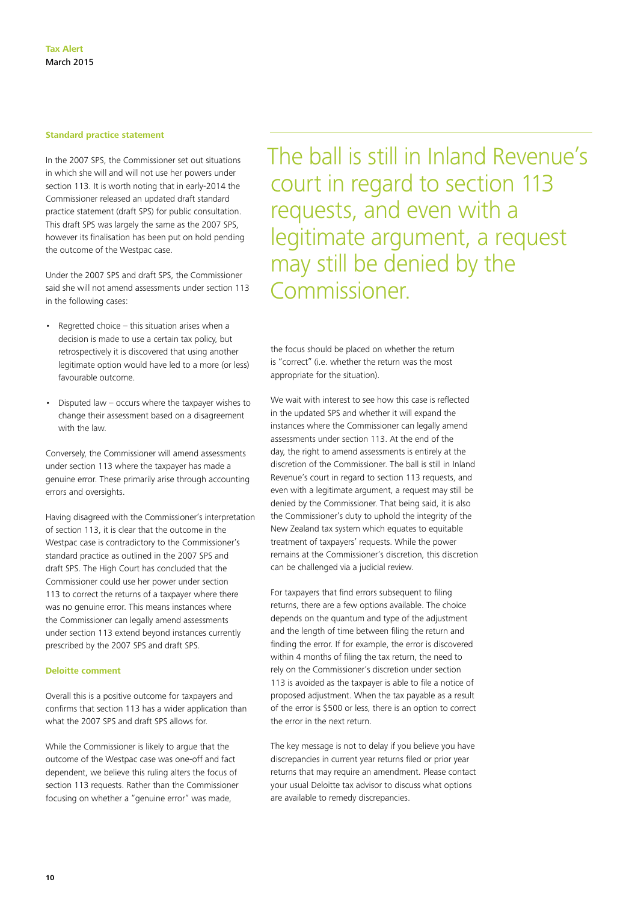### Standard practice statement

In the 2007 SPS, the Commissioner set out situations in which she will and will not use her powers under section 113. It is worth noting that in early-2014 the Commissioner released an updated draft standard practice statement (draft SPS) for public consultation. This draft SPS was largely the same as the 2007 SPS, however its finalisation has been put on hold pending the outcome of the Westpac case.

Under the 2007 SPS and draft SPS, the Commissioner said she will not amend assessments under section 113 in the following cases:

- Regretted choice – this situation arises when a decision is made to use a certain tax policy, but retrospectively it is discovered that using another legitimate option would have led to a more (or less) favourable outcome.
- Disputed law – occurs where the taxpayer wishes to change their assessment based on a disagreement with the law.

Conversely, the Commissioner will amend assessments under section 113 where the taxpayer has made a genuine error. These primarily arise through accounting errors and oversights.

Having disagreed with the Commissioner's interpretation of section 113, it is clear that the outcome in the Westpac case is contradictory to the Commissioner's standard practice as outlined in the 2007 SPS and draft SPS. The High Court has concluded that the Commissioner could use her power under section 113 to correct the returns of a taxpayer where there was no genuine error. This means instances where the Commissioner can legally amend assessments under section 113 extend beyond instances currently prescribed by the 2007 SPS and draft SPS.

### Deloitte comment

Overall this is a positive outcome for taxpayers and confirms that section 113 has a wider application than what the 2007 SPS and draft SPS allows for.

While the Commissioner is likely to argue that the outcome of the Westpac case was one-off and fact dependent, we believe this ruling alters the focus of section 113 requests. Rather than the Commissioner focusing on whether a "genuine error" was made, the focus should be placed on whether the return is "correct" (i.e. whether the return was the most appropriate for the situation).

> The ball is still in Inland Revenue's court in regard to section 113 requests, and even with a legitimate argument, a request may still be denied by the Commissioner.

We wait with interest to see how this case is reflected in the updated SPS and whether it will expand the instances where the Commissioner can legally amend assessments under section 113. At the end of the day, the right to amend assessments is entirely at the discretion of the Commissioner. The ball is still in Inland Revenue's court in regard to section 113 requests, and even with a legitimate argument, a request may still be denied by the Commissioner. That being said, it is also the Commissioner's duty to uphold the integrity of the New Zealand tax system which equates to equitable treatment of taxpayers' requests. While the power remains at the Commissioner's discretion, this discretion can be challenged via a judicial review.

For taxpayers that find errors subsequent to filing returns, there are a few options available. The choice depends on the quantum and type of the adjustment and the length of time between filing the return and finding the error. If for example, the error is discovered within 4 months of filing the tax return, the need to rely on the Commissioner's discretion under section 113 is avoided as the taxpayer is able to file a notice of proposed adjustment. When the tax payable as a result of the error is $500 or less, there is an option to correct the error in the next return.

The key message is not to delay if you believe you have discrepancies in current year returns filed or prior year returns that may require an amendment. Please contact your usual Deloitte tax advisor to discuss what options are available to remedy discrepancies.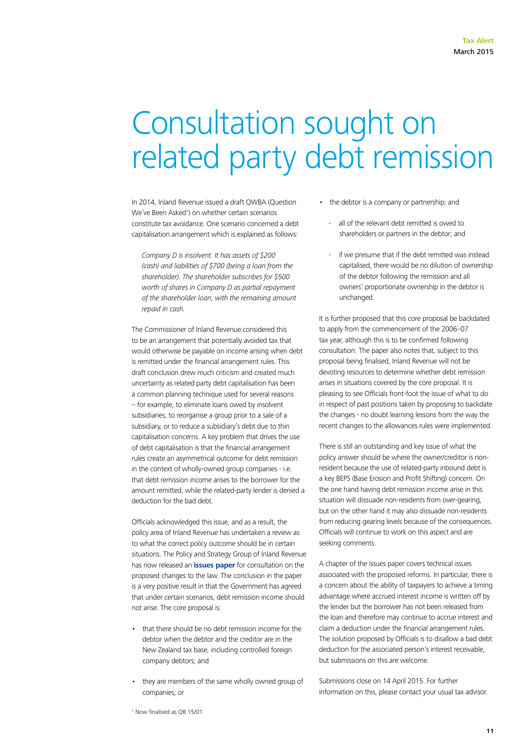# Consultation sought on related party debt remission

In 2014, Inland Revenue issued a draft QWBA (Question We've Been Asked[1]) on whether certain scenarios constitute tax avoidance. One scenario concerned a debt capitalisation arrangement which is explained as follows:

> *Company D is insolvent. It has assets of $200 (cash) and liabilities of $700 (being a loan from the shareholder). The shareholder subscribes for $500 worth of shares in Company D as partial repayment of the shareholder loan, with the remaining amount repaid in cash.*

The Commissioner of Inland Revenue considered this to be an arrangement that potentially avoided tax that would otherwise be payable on income arising when debt is remitted under the financial arrangement rules. This draft conclusion drew much criticism and created much uncertainty as related party debt capitalisation has been a common planning technique used for several reasons – for example, to eliminate loans owed by insolvent subsidiaries, to reorganise a group prior to a sale of a subsidiary, or to reduce a subsidiary's debt due to thin capitalisation concerns. A key problem that drives the use of debt capitalisation is that the financial arrangement rules create an asymmetrical outcome for debt remission in the context of wholly-owned group companies - i.e. that debt remission income arises to the borrower for the amount remitted, while the related-party lender is denied a deduction for the bad debt.

Officials acknowledged this issue, and as a result, the policy area of Inland Revenue has undertaken a review as to what the correct policy outcome should be in certain situations. The Policy and Strategy Group of Inland Revenue has now released an **issues paper** for consultation on the proposed changes to the law. The conclusion in the paper is a very positive result in that the Government has agreed that under certain scenarios, debt remission income should not arise. The core proposal is:

- that there should be no debt remission income for the debtor when the debtor and the creditor are in the New Zealand tax base, including controlled foreign company debtors; and
- they are members of the same wholly owned group of companies; or
- the debtor is a company or partnership; and
  - all of the relevant debt remitted is owed to shareholders or partners in the debtor; and
  - if we presume that if the debt remitted was instead capitalised, there would be no dilution of ownership of the debtor following the remission and all owners' proportionate ownership in the debtor is unchanged.

It is further proposed that this core proposal be backdated to apply from the commencement of the 2006–07 tax year, although this is to be confirmed following consultation. The paper also notes that, subject to this proposal being finalised, Inland Revenue will not be devoting resources to determine whether debt remission arises in situations covered by the core proposal. It is pleasing to see Officials front-foot the issue of what to do in respect of past positions taken by proposing to backdate the changes - no doubt learning lessons from the way the recent changes to the allowances rules were implemented.

There is still an outstanding and key issue of what the policy answer should be where the owner/creditor is non-resident because the use of related-party inbound debt is a key BEPS (Base Erosion and Profit Shifting) concern. On the one hand having debt remission income arise in this situation will dissuade non-residents from over-gearing, but on the other hand it may also dissuade non-residents from reducing gearing levels because of the consequences. Officials will continue to work on this aspect and are seeking comments.

A chapter of the issues paper covers technical issues associated with the proposed reforms. In particular, there is a concern about the ability of taxpayers to achieve a timing advantage where accrued interest income is written off by the lender but the borrower has not been released from the loan and therefore may continue to accrue interest and claim a deduction under the financial arrangement rules. The solution proposed by Officials is to disallow a bad debt deduction for the associated person's interest receivable, but submissions on this are welcome.

Submissions close on 14 April 2015. For further information on this, please contact your usual tax advisor.

[1] Now finalised as QB 15/01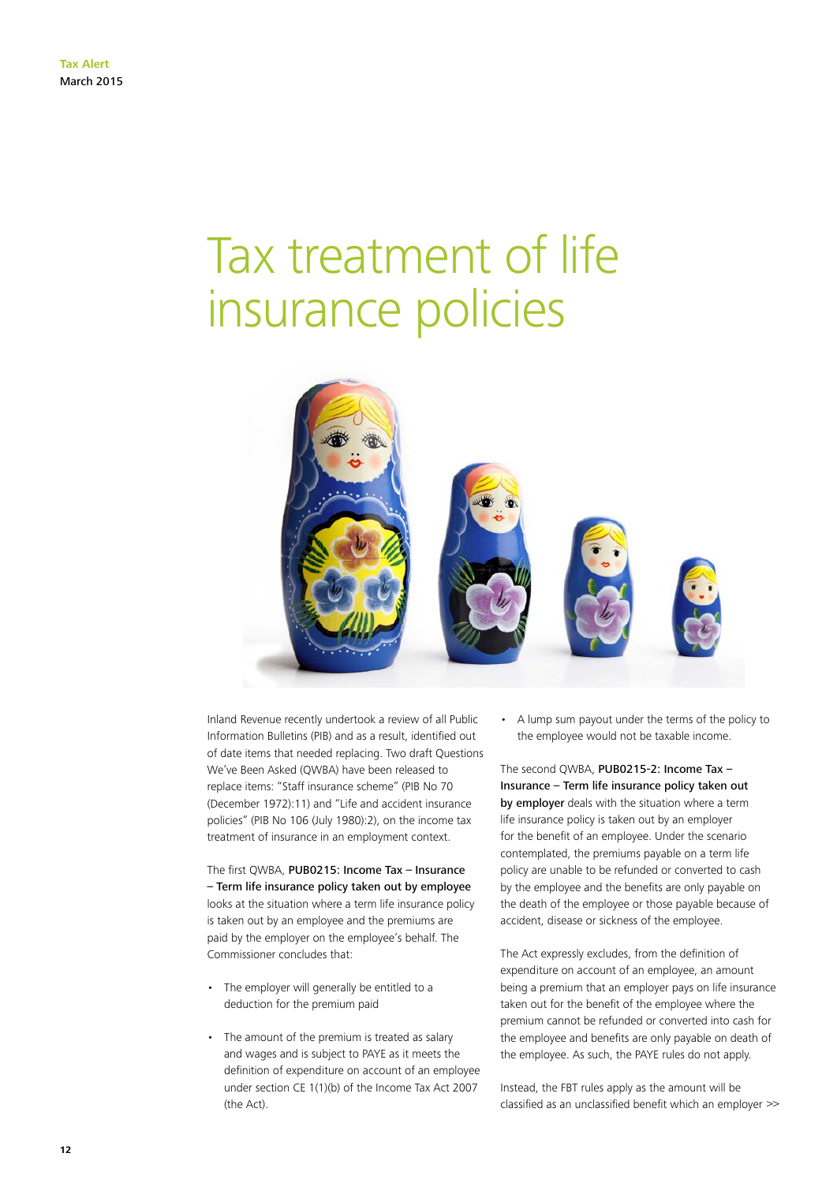# Tax treatment of life insurance policies

Inland Revenue recently undertook a review of all Public Information Bulletins (PIB) and as a result, identified out of date items that needed replacing. Two draft Questions We've Been Asked (QWBA) have been released to replace items: "Staff insurance scheme" (PIB No 70 (December 1972):11) and "Life and accident insurance policies" (PIB No 106 (July 1980):2), on the income tax treatment of insurance in an employment context.

The first QWBA, **PUB0215: Income Tax – Insurance – Term life insurance policy taken out by employee** looks at the situation where a term life insurance policy is taken out by an employee and the premiums are paid by the employer on the employee's behalf. The Commissioner concludes that:

- The employer will generally be entitled to a deduction for the premium paid
- The amount of the premium is treated as salary and wages and is subject to PAYE as it meets the definition of expenditure on account of an employee under section CE 1(1)(b) of the Income Tax Act 2007 (the Act).
- A lump sum payout under the terms of the policy to the employee would not be taxable income.

The second QWBA, **PUB0215-2: Income Tax – Insurance – Term life insurance policy taken out by employer** deals with the situation where a term life insurance policy is taken out by an employer for the benefit of an employee. Under the scenario contemplated, the premiums payable on a term life policy are unable to be refunded or converted to cash by the employee and the benefits are only payable on the death of the employee or those payable because of accident, disease or sickness of the employee.

The Act expressly excludes, from the definition of expenditure on account of an employee, an amount being a premium that an employer pays on life insurance taken out for the benefit of the employee where the premium cannot be refunded or converted into cash for the employee and benefits are only payable on death of the employee. As such, the PAYE rules do not apply.

Instead, the FBT rules apply as the amount will be classified as an unclassified benefit which an employer >>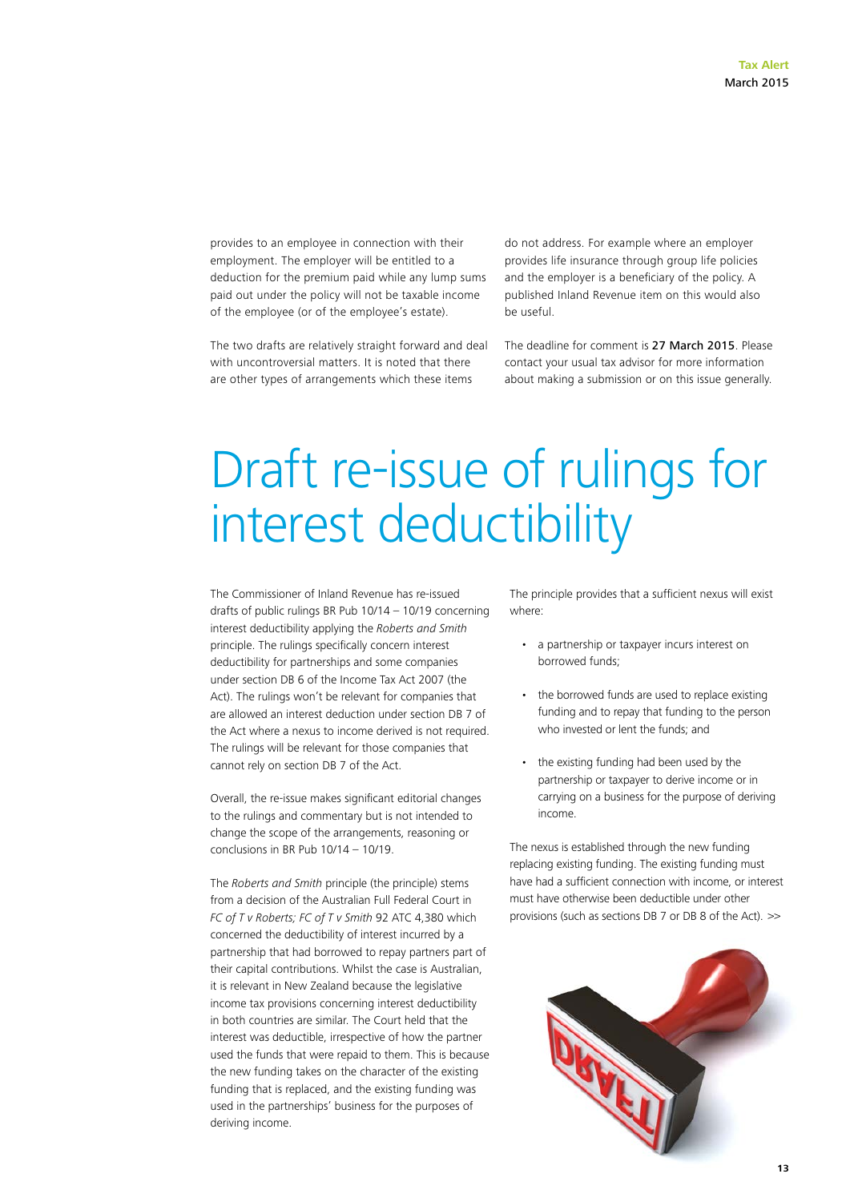provides to an employee in connection with their employment. The employer will be entitled to a deduction for the premium paid while any lump sums paid out under the policy will not be taxable income of the employee (or of the employee's estate).

The two drafts are relatively straight forward and deal with uncontroversial matters. It is noted that there are other types of arrangements which these items do not address. For example where an employer provides life insurance through group life policies and the employer is a beneficiary of the policy. A published Inland Revenue item on this would also be useful.

The deadline for comment is **27 March 2015**. Please contact your usual tax advisor for more information about making a submission or on this issue generally.

# Draft re-issue of rulings for interest deductibility

The Commissioner of Inland Revenue has re-issued drafts of public rulings BR Pub 10/14 – 10/19 concerning interest deductibility applying the *Roberts and Smith* principle. The rulings specifically concern interest deductibility for partnerships and some companies under section DB 6 of the Income Tax Act 2007 (the Act). The rulings won't be relevant for companies that are allowed an interest deduction under section DB 7 of the Act where a nexus to income derived is not required. The rulings will be relevant for those companies that cannot rely on section DB 7 of the Act.

Overall, the re-issue makes significant editorial changes to the rulings and commentary but is not intended to change the scope of the arrangements, reasoning or conclusions in BR Pub 10/14 – 10/19.

The *Roberts and Smith* principle (the principle) stems from a decision of the Australian Full Federal Court in *FC of T v Roberts; FC of T v Smith* 92 ATC 4,380 which concerned the deductibility of interest incurred by a partnership that had borrowed to repay partners part of their capital contributions. Whilst the case is Australian, it is relevant in New Zealand because the legislative income tax provisions concerning interest deductibility in both countries are similar. The Court held that the interest was deductible, irrespective of how the partner used the funds that were repaid to them. This is because the new funding takes on the character of the existing funding that is replaced, and the existing funding was used in the partnerships' business for the purposes of deriving income.

The principle provides that a sufficient nexus will exist where:

- a partnership or taxpayer incurs interest on borrowed funds;
- the borrowed funds are used to replace existing funding and to repay that funding to the person who invested or lent the funds; and
- the existing funding had been used by the partnership or taxpayer to derive income or in carrying on a business for the purpose of deriving income.

The nexus is established through the new funding replacing existing funding. The existing funding must have had a sufficient connection with income, or interest must have otherwise been deductible under other provisions (such as sections DB 7 or DB 8 of the Act). >>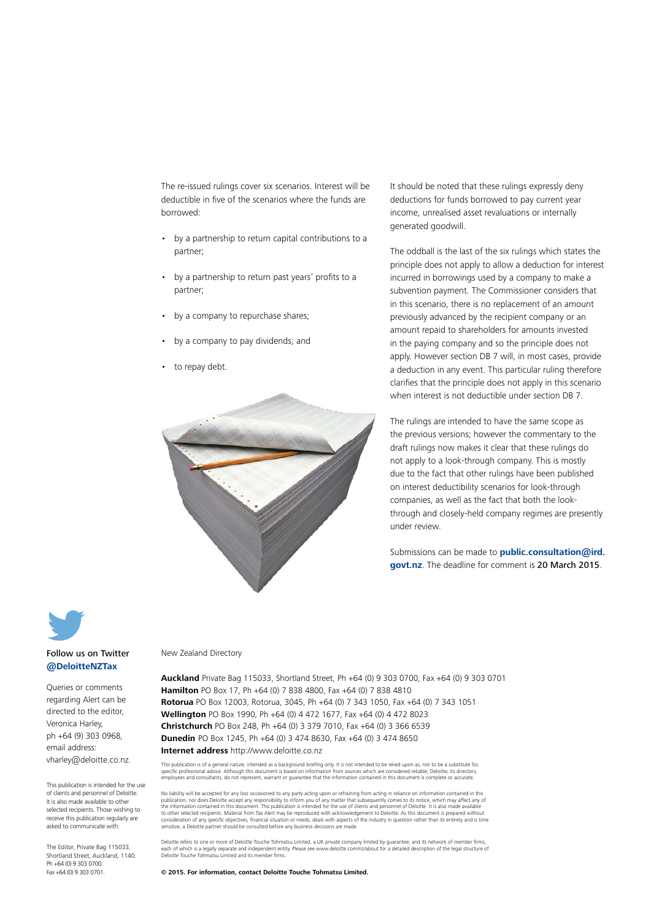The re-issued rulings cover six scenarios. Interest will be deductible in five of the scenarios where the funds are borrowed:

- by a partnership to return capital contributions to a partner;
- by a partnership to return past years' profits to a partner;
- by a company to repurchase shares;
- by a company to pay dividends; and
- to repay debt.

It should be noted that these rulings expressly deny deductions for funds borrowed to pay current year income, unrealised asset revaluations or internally generated goodwill.

The oddball is the last of the six rulings which states the principle does not apply to allow a deduction for interest incurred in borrowings used by a company to make a subvention payment. The Commissioner considers that in this scenario, there is no replacement of an amount previously advanced by the recipient company or an amount repaid to shareholders for amounts invested in the paying company and so the principle does not apply. However section DB 7 will, in most cases, provide a deduction in any event. This particular ruling therefore clarifies that the principle does not apply in this scenario when interest is not deductible under section DB 7.

The rulings are intended to have the same scope as the previous versions; however the commentary to the draft rulings now makes it clear that these rulings do not apply to a look-through company. This is mostly due to the fact that other rulings have been published on interest deductibility scenarios for look-through companies, as well as the fact that both the look-through and closely-held company regimes are presently under review.

Submissions can be made to **public.consultation@ird.govt.nz**. The deadline for comment is 20 March 2015.

Follow us on Twitter **@DeloitteNZTax**

Queries or comments regarding Alert can be directed to the editor, Veronica Harley, ph +64 (9) 303 0968, email address: vharley@deloitte.co.nz.

This publication is intended for the use of clients and personnel of Deloitte. It is also made available to other selected recipients. Those wishing to receive this publication regularly are asked to communicate with:

The Editor, Private Bag 115033, Shortland Street, Auckland, 1140. Ph +64 (0) 9 303 0700. Fax +64 (0) 9 303 0701.

New Zealand Directory

**Auckland** Private Bag 115033, Shortland Street, Ph +64 (0) 9 303 0700, Fax +64 (0) 9 303 0701
**Hamilton** PO Box 17, Ph +64 (0) 7 838 4800, Fax +64 (0) 7 838 4810
**Rotorua** PO Box 12003, Rotorua, 3045, Ph +64 (0) 7 343 1050, Fax +64 (0) 7 343 1051
**Wellington** PO Box 1990, Ph +64 (0) 4 472 1677, Fax +64 (0) 4 472 8023
**Christchurch** PO Box 248, Ph +64 (0) 3 379 7010, Fax +64 (0) 3 366 6539
**Dunedin** PO Box 1245, Ph +64 (0) 3 474 8630, Fax +64 (0) 3 474 8650
**Internet address** http://www.deloitte.co.nz

This publication is of a general nature, intended as a background briefing only. It is not intended to be relied upon as, nor to be a substitute for, specific professional advice. Although this document is based on information from sources which are considered reliable, Deloitte, its directors, employees and consultants, do not represent, warrant or guarantee that the information contained in this document is complete or accurate.

No liability will be accepted for any loss occasioned to any party acting upon or refraining from acting in reliance on information contained in this publication, nor does Deloitte accept any responsibility to inform you of any matter that subsequently comes to its notice, which may affect any of the information contained in this document. This publication is intended for the use of clients and personnel of Deloitte. It is also made available to other selected recipients. Material from Tax Alert may be reproduced with acknowledgement to Deloitte. As this document is prepared without consideration of any specific objectives, financial situation or needs, deals with aspects of the industry in question rather than its entirety and is time sensitive, a Deloitte partner should be consulted before any business decisions are made.

Deloitte refers to one or more of Deloitte Touche Tohmatsu Limited, a UK private company limited by guarantee, and its network of member firms, each of which is a legally separate and independent entity. Please see www.deloitte.com/nz/about for a detailed description of the legal structure of Deloitte Touche Tohmatsu Limited and its member firms.

**© 2015. For information, contact Deloitte Touche Tohmatsu Limited.**